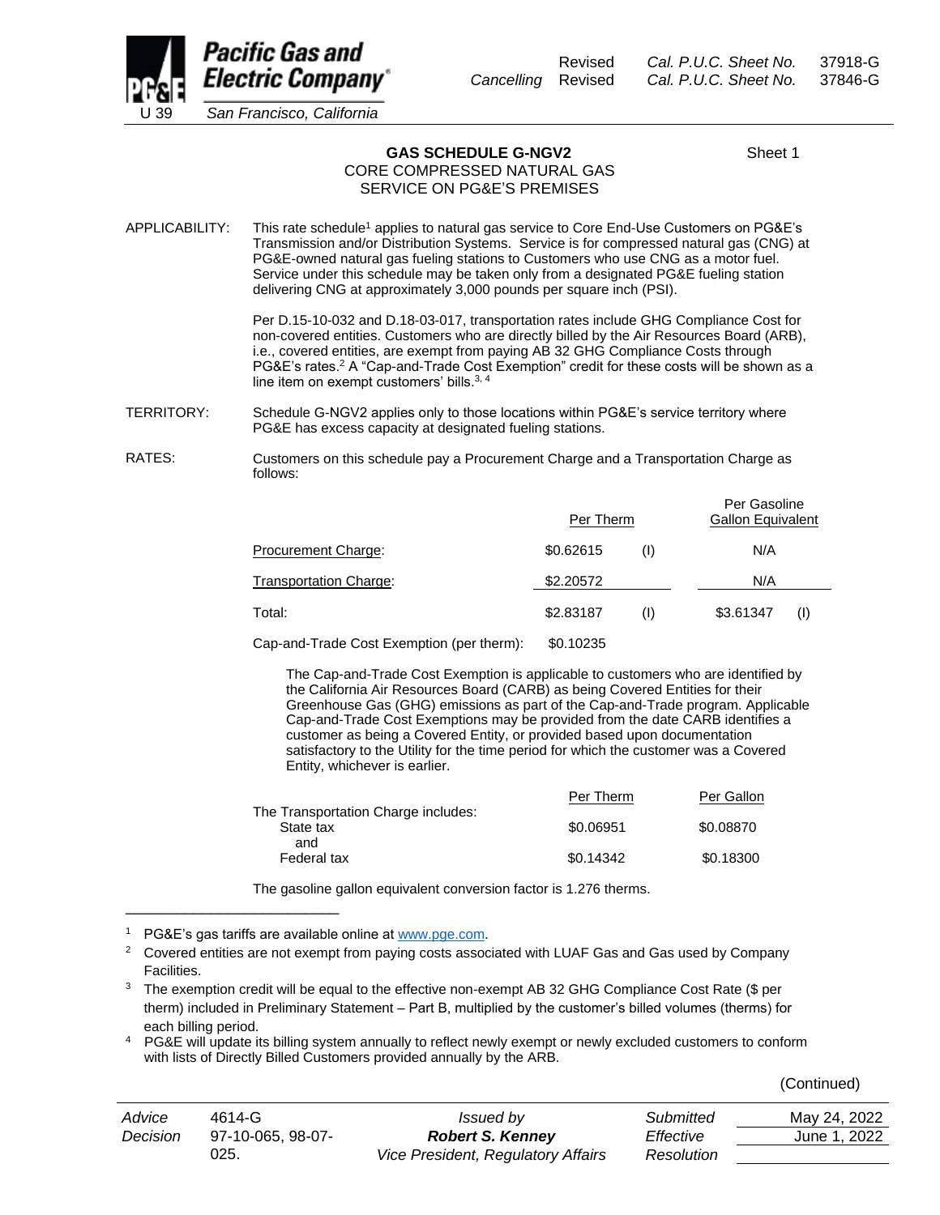Pacific Gas and Electric Company
U 39 San Francisco, California

Revised Cal. P.U.C. Sheet No. 37918-G
Cancelling Revised Cal. P.U.C. Sheet No. 37846-G

# GAS SCHEDULE G-NGV2

Sheet 1

## CORE COMPRESSED NATURAL GAS SERVICE ON PG&E'S PREMISES

APPLICABILITY: This rate schedule[1] applies to natural gas service to Core End-Use Customers on PG&E's Transmission and/or Distribution Systems. Service is for compressed natural gas (CNG) at PG&E-owned natural gas fueling stations to Customers who use CNG as a motor fuel. Service under this schedule may be taken only from a designated PG&E fueling station delivering CNG at approximately 3,000 pounds per square inch (PSI).

Per D.15-10-032 and D.18-03-017, transportation rates include GHG Compliance Cost for non-covered entities. Customers who are directly billed by the Air Resources Board (ARB), i.e., covered entities, are exempt from paying AB 32 GHG Compliance Costs through PG&E's rates.[2] A "Cap-and-Trade Cost Exemption" credit for these costs will be shown as a line item on exempt customers' bills.[3, 4]

TERRITORY: Schedule G-NGV2 applies only to those locations within PG&E's service territory where PG&E has excess capacity at designated fueling stations.

RATES: Customers on this schedule pay a Procurement Charge and a Transportation Charge as follows:

| | Per Therm | | Per Gasoline Gallon Equivalent | |
|---|---|---|---|---|
| Procurement Charge: | $0.62615 | (I) | N/A | |
| Transportation Charge: | $2.20572 | | N/A | |
| Total: | $2.83187 | (I) | $3.61347 | (I) |

Cap-and-Trade Cost Exemption (per therm): $0.10235

The Cap-and-Trade Cost Exemption is applicable to customers who are identified by the California Air Resources Board (CARB) as being Covered Entities for their Greenhouse Gas (GHG) emissions as part of the Cap-and-Trade program. Applicable Cap-and-Trade Cost Exemptions may be provided from the date CARB identifies a customer as being a Covered Entity, or provided based upon documentation satisfactory to the Utility for the time period for which the customer was a Covered Entity, whichever is earlier.

| The Transportation Charge includes: | Per Therm | Per Gallon |
|---|---|---|
| State tax and | $0.06951 | $0.08870 |
| Federal tax | $0.14342 | $0.18300 |

The gasoline gallon equivalent conversion factor is 1.276 therms.

---

[1] PG&E's gas tariffs are available online at www.pge.com.

[2] Covered entities are not exempt from paying costs associated with LUAF Gas and Gas used by Company Facilities.

[3] The exemption credit will be equal to the effective non-exempt AB 32 GHG Compliance Cost Rate ($ per therm) included in Preliminary Statement – Part B, multiplied by the customer's billed volumes (therms) for each billing period.

[4] PG&E will update its billing system annually to reflect newly exempt or newly excluded customers to conform with lists of Directly Billed Customers provided annually by the ARB.

(Continued)

| Advice | 4614-G | Issued by | Submitted | May 24, 2022 |
|---|---|---|---|---|
| Decision | 97-10-065, 98-07-025. | **Robert S. Kenney** | Effective | June 1, 2022 |
| | | Vice President, Regulatory Affairs | Resolution | |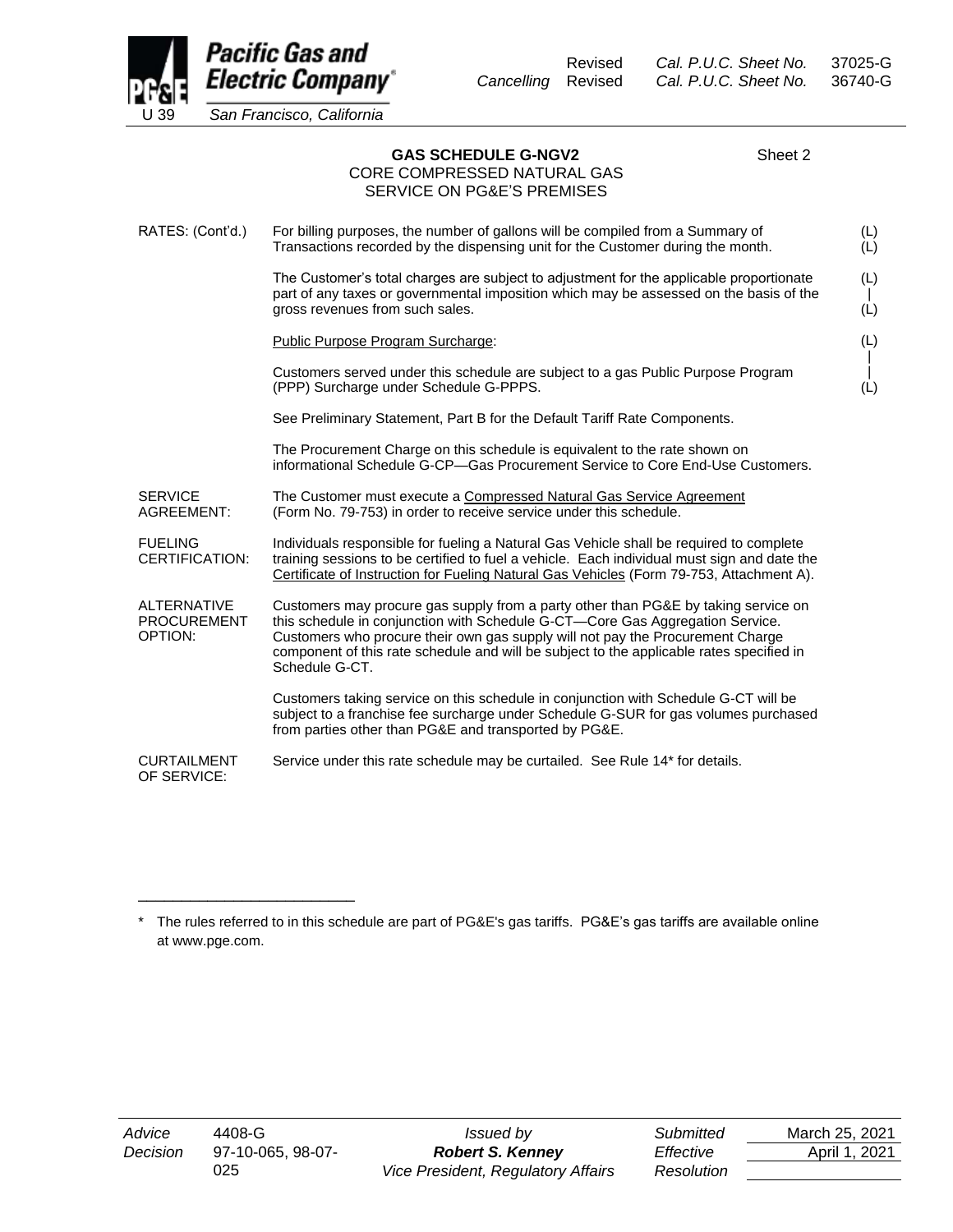Revised *Cal. P.U.C. Sheet No.* 37025-G
*Cancelling* Revised *Cal. P.U.C. Sheet No.* 36740-G

**GAS SCHEDULE G-NGV2** Sheet 2
CORE COMPRESSED NATURAL GAS
SERVICE ON PG&E'S PREMISES

RATES: (Cont'd.)

For billing purposes, the number of gallons will be compiled from a Summary of Transactions recorded by the dispensing unit for the Customer during the month. (L)

The Customer's total charges are subject to adjustment for the applicable proportionate part of any taxes or governmental imposition which may be assessed on the basis of the gross revenues from such sales. (L)

Public Purpose Program Surcharge: (L)

Customers served under this schedule are subject to a gas Public Purpose Program (PPP) Surcharge under Schedule G-PPPS. (L)

See Preliminary Statement, Part B for the Default Tariff Rate Components.

The Procurement Charge on this schedule is equivalent to the rate shown on informational Schedule G-CP—Gas Procurement Service to Core End-Use Customers.

SERVICE AGREEMENT:

The Customer must execute a Compressed Natural Gas Service Agreement (Form No. 79-753) in order to receive service under this schedule.

FUELING CERTIFICATION:

Individuals responsible for fueling a Natural Gas Vehicle shall be required to complete training sessions to be certified to fuel a vehicle. Each individual must sign and date the Certificate of Instruction for Fueling Natural Gas Vehicles (Form 79-753, Attachment A).

ALTERNATIVE PROCUREMENT OPTION:

Customers may procure gas supply from a party other than PG&E by taking service on this schedule in conjunction with Schedule G-CT—Core Gas Aggregation Service. Customers who procure their own gas supply will not pay the Procurement Charge component of this rate schedule and will be subject to the applicable rates specified in Schedule G-CT.

Customers taking service on this schedule in conjunction with Schedule G-CT will be subject to a franchise fee surcharge under Schedule G-SUR for gas volumes purchased from parties other than PG&E and transported by PG&E.

CURTAILMENT OF SERVICE:

Service under this rate schedule may be curtailed. See Rule 14* for details.

---

\* The rules referred to in this schedule are part of PG&E's gas tariffs. PG&E's gas tariffs are available online at www.pge.com.

| | | | | |
|---|---|---|---|---|
| *Advice* | 4408-G | *Issued by* | *Submitted* | March 25, 2021 |
| *Decision* | 97-10-065, 98-07-025 | ***Robert S. Kenney*** | *Effective* | April 1, 2021 |
| | | *Vice President, Regulatory Affairs* | *Resolution* | |